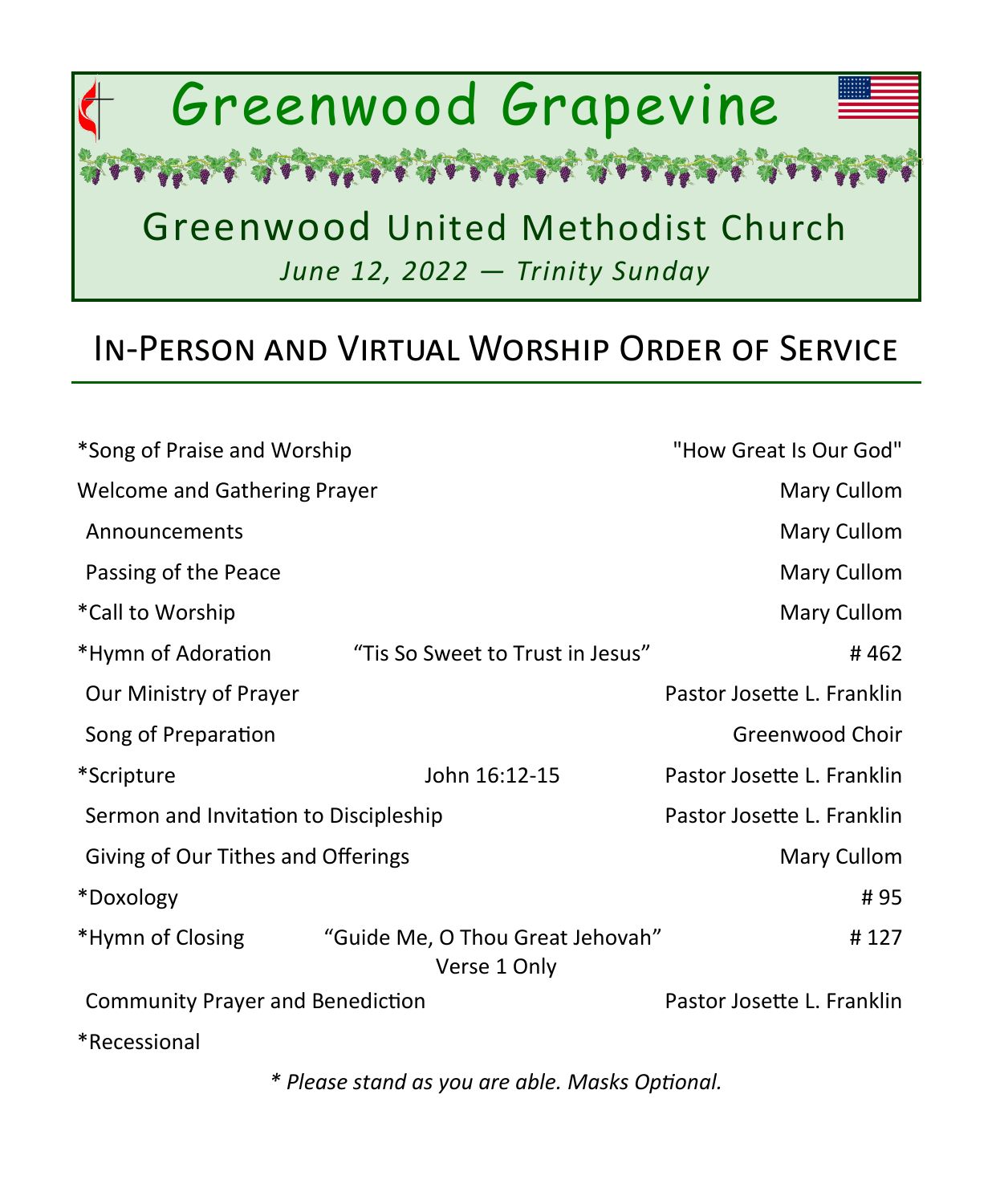# Greenwood Grapevine

## Greenwood United Methodist Church

*June 12, 2022 — Trinity Sunday*

## In-Person and Virtual Worship Order of Service

| | | |
|---|---|---|
| *Song of Praise and Worship | | "How Great Is Our God" |
| Welcome and Gathering Prayer | | Mary Cullom |
| Announcements | | Mary Cullom |
| Passing of the Peace | | Mary Cullom |
| *Call to Worship | | Mary Cullom |
| *Hymn of Adoration | "Tis So Sweet to Trust in Jesus" | # 462 |
| Our Ministry of Prayer | | Pastor Josette L. Franklin |
| Song of Preparation | | Greenwood Choir |
| *Scripture | John 16:12-15 | Pastor Josette L. Franklin |
| Sermon and Invitation to Discipleship | | Pastor Josette L. Franklin |
| Giving of Our Tithes and Offerings | | Mary Cullom |
| *Doxology | | # 95 |
| *Hymn of Closing | "Guide Me, O Thou Great Jehovah" Verse 1 Only | # 127 |
| Community Prayer and Benediction | | Pastor Josette L. Franklin |
| *Recessional | | |

*\* Please stand as you are able. Masks Optional.*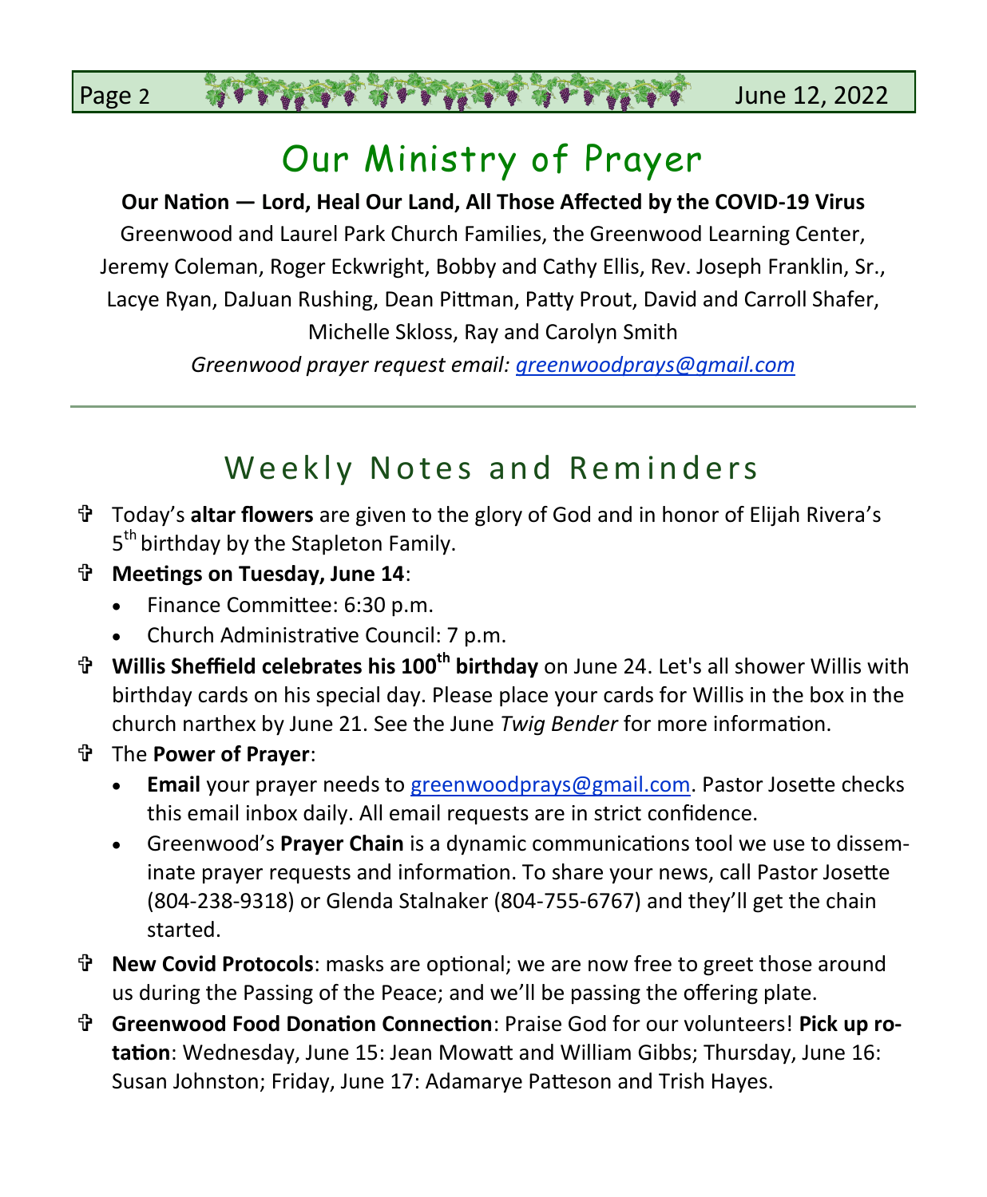# Our Ministry of Prayer

**Our Nation — Lord, Heal Our Land, All Those Affected by the COVID-19 Virus**

Greenwood and Laurel Park Church Families, the Greenwood Learning Center, Jeremy Coleman, Roger Eckwright, Bobby and Cathy Ellis, Rev. Joseph Franklin, Sr., Lacye Ryan, DaJuan Rushing, Dean Pittman, Patty Prout, David and Carroll Shafer, Michelle Skloss, Ray and Carolyn Smith

*Greenwood prayer request email: greenwoodprays@gmail.com*

---

## Weekly Notes and Reminders

- Today's **altar flowers** are given to the glory of God and in honor of Elijah Rivera's 5th birthday by the Stapleton Family.
- **Meetings on Tuesday, June 14**:
  - Finance Committee: 6:30 p.m.
  - Church Administrative Council: 7 p.m.
- **Willis Sheffield celebrates his 100th birthday** on June 24. Let's all shower Willis with birthday cards on his special day. Please place your cards for Willis in the box in the church narthex by June 21. See the June *Twig Bender* for more information.
- The **Power of Prayer**:
  - **Email** your prayer needs to greenwoodprays@gmail.com. Pastor Josette checks this email inbox daily. All email requests are in strict confidence.
  - Greenwood's **Prayer Chain** is a dynamic communications tool we use to disseminate prayer requests and information. To share your news, call Pastor Josette (804-238-9318) or Glenda Stalnaker (804-755-6767) and they'll get the chain started.
- **New Covid Protocols**: masks are optional; we are now free to greet those around us during the Passing of the Peace; and we'll be passing the offering plate.
- **Greenwood Food Donation Connection**: Praise God for our volunteers! **Pick up rotation**: Wednesday, June 15: Jean Mowatt and William Gibbs; Thursday, June 16: Susan Johnston; Friday, June 17: Adamarye Patteson and Trish Hayes.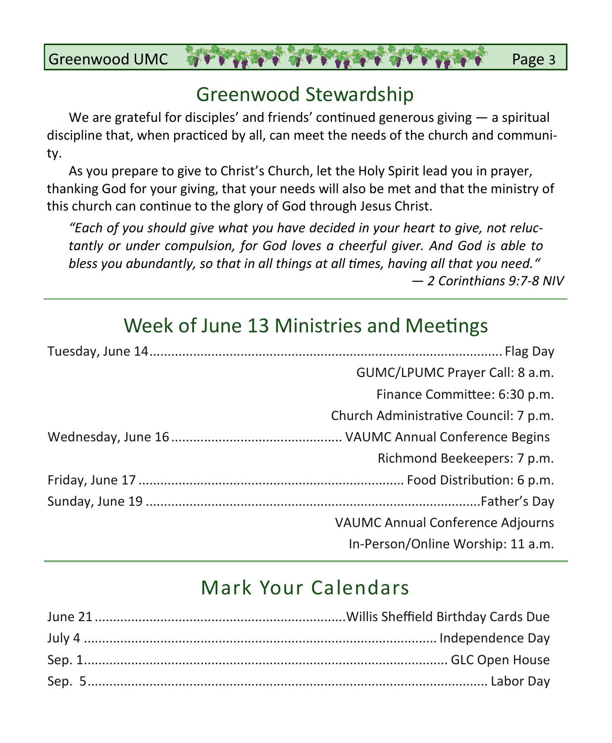## Greenwood Stewardship

We are grateful for disciples' and friends' continued generous giving — a spiritual discipline that, when practiced by all, can meet the needs of the church and community.

As you prepare to give to Christ's Church, let the Holy Spirit lead you in prayer, thanking God for your giving, that your needs will also be met and that the ministry of this church can continue to the glory of God through Jesus Christ.

*"Each of you should give what you have decided in your heart to give, not reluctantly or under compulsion, for God loves a cheerful giver. And God is able to bless you abundantly, so that in all things at all times, having all that you need."*

*— 2 Corinthians 9:7-8 NIV*

## Week of June 13 Ministries and Meetings

Tuesday, June 14 ........ Flag Day
GUMC/LPUMC Prayer Call: 8 a.m.
Finance Committee: 6:30 p.m.
Church Administrative Council: 7 p.m.

Wednesday, June 16 ........ VAUMC Annual Conference Begins
Richmond Beekeepers: 7 p.m.

Friday, June 17 ........ Food Distribution: 6 p.m.

Sunday, June 19 ........ Father's Day
VAUMC Annual Conference Adjourns
In-Person/Online Worship: 11 a.m.

## Mark Your Calendars

June 21 ........ Willis Sheffield Birthday Cards Due
July 4 ........ Independence Day
Sep. 1 ........ GLC Open House
Sep. 5 ........ Labor Day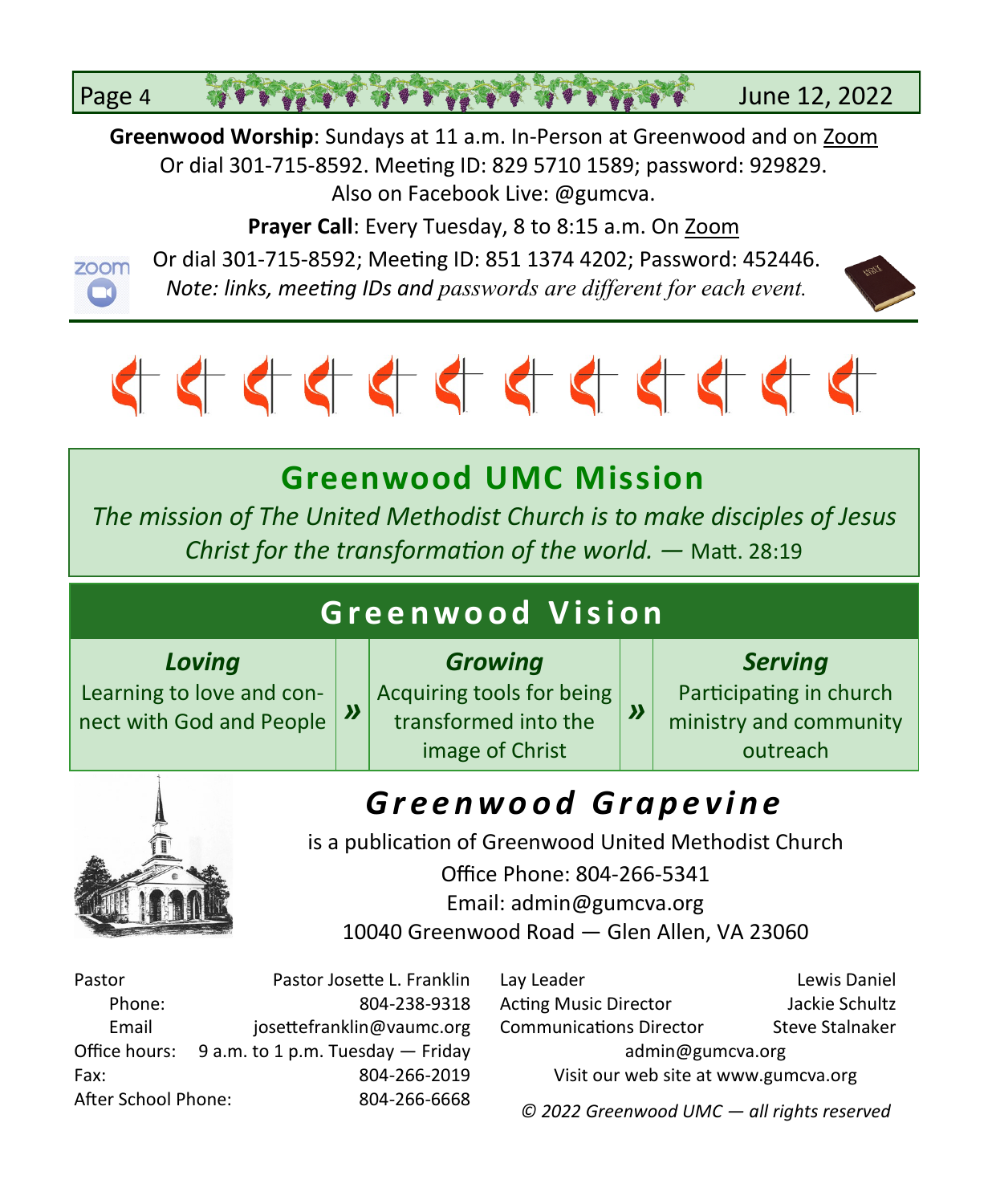**Greenwood Worship**: Sundays at 11 a.m. In-Person at Greenwood and on Zoom
Or dial 301-715-8592. Meeting ID: 829 5710 1589; password: 929829.
Also on Facebook Live: @gumcva.

**Prayer Call**: Every Tuesday, 8 to 8:15 a.m. On Zoom
Or dial 301-715-8592; Meeting ID: 851 1374 4202; Password: 452446.
*Note: links, meeting IDs and passwords are different for each event.*

## Greenwood UMC Mission

*The mission of The United Methodist Church is to make disciples of Jesus Christ for the transformation of the world.* — Matt. 28:19

## Greenwood Vision

| *Loving* | | *Growing* | | *Serving* |
|---|---|---|---|---|
| Learning to love and connect with God and People | » | Acquiring tools for being transformed into the image of Christ | » | Participating in church ministry and community outreach |

## *Greenwood Grapevine*

is a publication of Greenwood United Methodist Church
Office Phone: 804-266-5341
Email: admin@gumcva.org
10040 Greenwood Road — Glen Allen, VA 23060

| | |
|---|---|
| Pastor | Pastor Josette L. Franklin |
| Phone: | 804-238-9318 |
| Email | josettefranklin@vaumc.org |
| Office hours: | 9 a.m. to 1 p.m. Tuesday — Friday |
| Fax: | 804-266-2019 |
| After School Phone: | 804-266-6668 |

| | |
|---|---|
| Lay Leader | Lewis Daniel |
| Acting Music Director | Jackie Schultz |
| Communications Director | Steve Stalnaker |

admin@gumcva.org
Visit our web site at www.gumcva.org

*© 2022 Greenwood UMC — all rights reserved*